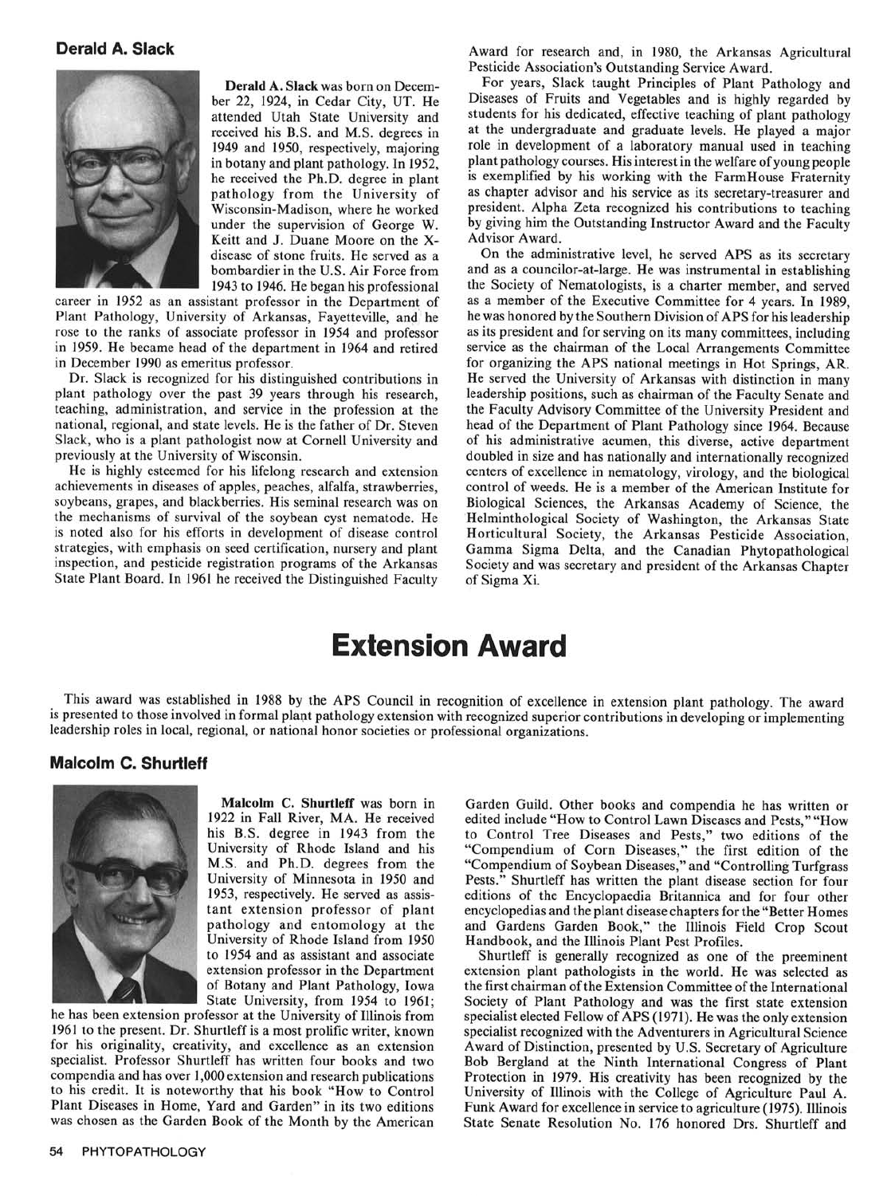### Derald A. Slack

**Derald A. Slack** was born on December 22, 1924, in Cedar City, UT. He attended Utah State University and received his B.S. and M.S. degrees in 1949 and 1950, respectively, majoring in botany and plant pathology. In 1952, he received the Ph.D. degree in plant pathology from the University of Wisconsin-Madison, where he worked under the supervision of George W. Keitt and J. Duane Moore on the X-disease of stone fruits. He served as a bombardier in the U.S. Air Force from 1943 to 1946. He began his professional career in 1952 as an assistant professor in the Department of Plant Pathology, University of Arkansas, Fayetteville, and he rose to the ranks of associate professor in 1954 and professor in 1959. He became head of the department in 1964 and retired in December 1990 as emeritus professor.

Dr. Slack is recognized for his distinguished contributions in plant pathology over the past 39 years through his research, teaching, administration, and service in the profession at the national, regional, and state levels. He is the father of Dr. Steven Slack, who is a plant pathologist now at Cornell University and previously at the University of Wisconsin.

He is highly esteemed for his lifelong research and extension achievements in diseases of apples, peaches, alfalfa, strawberries, soybeans, grapes, and blackberries. His seminal research was on the mechanisms of survival of the soybean cyst nematode. He is noted also for his efforts in development of disease control strategies, with emphasis on seed certification, nursery and plant inspection, and pesticide registration programs of the Arkansas State Plant Board. In 1961 he received the Distinguished Faculty Award for research and, in 1980, the Arkansas Agricultural Pesticide Association's Outstanding Service Award.

For years, Slack taught Principles of Plant Pathology and Diseases of Fruits and Vegetables and is highly regarded by students for his dedicated, effective teaching of plant pathology at the undergraduate and graduate levels. He played a major role in development of a laboratory manual used in teaching plant pathology courses. His interest in the welfare of young people is exemplified by his working with the FarmHouse Fraternity as chapter advisor and his service as its secretary-treasurer and president. Alpha Zeta recognized his contributions to teaching by giving him the Outstanding Instructor Award and the Faculty Advisor Award.

On the administrative level, he served APS as its secretary and as a councilor-at-large. He was instrumental in establishing the Society of Nematologists, is a charter member, and served as a member of the Executive Committee for 4 years. In 1989, he was honored by the Southern Division of APS for his leadership as its president and for serving on its many committees, including service as the chairman of the Local Arrangements Committee for organizing the APS national meetings in Hot Springs, AR. He served the University of Arkansas with distinction in many leadership positions, such as chairman of the Faculty Senate and the Faculty Advisory Committee of the University President and head of the Department of Plant Pathology since 1964. Because of his administrative acumen, this diverse, active department doubled in size and has nationally and internationally recognized centers of excellence in nematology, virology, and the biological control of weeds. He is a member of the American Institute for Biological Sciences, the Arkansas Academy of Science, the Helminthological Society of Washington, the Arkansas State Horticultural Society, the Arkansas Pesticide Association, Gamma Sigma Delta, and the Canadian Phytopathological Society and was secretary and president of the Arkansas Chapter of Sigma Xi.

# Extension Award

This award was established in 1988 by the APS Council in recognition of excellence in extension plant pathology. The award is presented to those involved in formal plant pathology extension with recognized superior contributions in developing or implementing leadership roles in local, regional, or national honor societies or professional organizations.

### Malcolm C. Shurtleff

**Malcolm C. Shurtleff** was born in 1922 in Fall River, MA. He received his B.S. degree in 1943 from the University of Rhode Island and his M.S. and Ph.D. degrees from the University of Minnesota in 1950 and 1953, respectively. He served as assistant extension professor of plant pathology and entomology at the University of Rhode Island from 1950 to 1954 and as assistant and associate extension professor in the Department of Botany and Plant Pathology, Iowa State University, from 1954 to 1961; he has been extension professor at the University of Illinois from 1961 to the present. Dr. Shurtleff is a most prolific writer, known for his originality, creativity, and excellence as an extension specialist. Professor Shurtleff has written four books and two compendia and has over 1,000 extension and research publications to his credit. It is noteworthy that his book "How to Control Plant Diseases in Home, Yard and Garden" in its two editions was chosen as the Garden Book of the Month by the American Garden Guild. Other books and compendia he has written or edited include "How to Control Lawn Diseases and Pests," "How to Control Tree Diseases and Pests," two editions of the "Compendium of Corn Diseases," the first edition of the "Compendium of Soybean Diseases," and "Controlling Turfgrass Pests." Shurtleff has written the plant disease section for four editions of the Encyclopaedia Britannica and for four other encyclopedias and the plant disease chapters for the "Better Homes and Gardens Garden Book," the Illinois Field Crop Scout Handbook, and the Illinois Plant Pest Profiles.

Shurtleff is generally recognized as one of the preeminent extension plant pathologists in the world. He was selected as the first chairman of the Extension Committee of the International Society of Plant Pathology and was the first state extension specialist elected Fellow of APS (1971). He was the only extension specialist recognized with the Adventurers in Agricultural Science Award of Distinction, presented by U.S. Secretary of Agriculture Bob Bergland at the Ninth International Congress of Plant Protection in 1979. His creativity has been recognized by the University of Illinois with the College of Agriculture Paul A. Funk Award for excellence in service to agriculture (1975). Illinois State Senate Resolution No. 176 honored Drs. Shurtleff and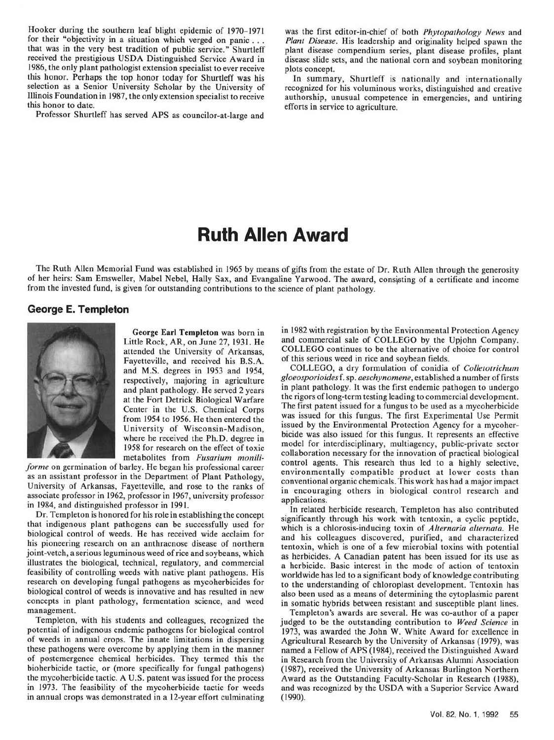Hooker during the southern leaf blight epidemic of 1970–1971 for their "objectivity in a situation which verged on panic . . . that was in the very best tradition of public service." Shurtleff received the prestigious USDA Distinguished Service Award in 1986, the only plant pathologist extension specialist to ever receive this honor. Perhaps the top honor today for Shurtleff was his selection as a Senior University Scholar by the University of Illinois Foundation in 1987, the only extension specialist to receive this honor to date.

Professor Shurtleff has served APS as councilor-at-large and was the first editor-in-chief of both *Phytopathology News* and *Plant Disease*. His leadership and originality helped spawn the plant disease compendium series, plant disease profiles, plant disease slide sets, and the national corn and soybean monitoring plots concept.

In summary, Shurtleff is nationally and internationally recognized for his voluminous works, distinguished and creative authorship, unusual competence in emergencies, and untiring efforts in service to agriculture.

# Ruth Allen Award

The Ruth Allen Memorial Fund was established in 1965 by means of gifts from the estate of Dr. Ruth Allen through the generosity of her heirs: Sam Emsweller, Mabel Nebel, Hally Sax, and Evangaline Yarwood. The award, consisting of a certificate and income from the invested fund, is given for outstanding contributions to the science of plant pathology.

## George E. Templeton

**George Earl Templeton** was born in Little Rock, AR, on June 27, 1931. He attended the University of Arkansas, Fayetteville, and received his B.S.A. and M.S. degrees in 1953 and 1954, respectively, majoring in agriculture and plant pathology. He served 2 years at the Fort Detrick Biological Warfare Center in the U.S. Chemical Corps from 1954 to 1956. He then entered the University of Wisconsin-Madison, where he received the Ph.D. degree in 1958 for research on the effect of toxic metabolites from *Fusarium moniliforme* on germination of barley. He began his professional career as an assistant professor in the Department of Plant Pathology, University of Arkansas, Fayetteville, and rose to the ranks of associate professor in 1962, professor in 1967, university professor in 1984, and distinguished professor in 1991.

Dr. Templeton is honored for his role in establishing the concept that indigenous plant pathogens can be successfully used for biological control of weeds. He has received wide acclaim for his pioneering research on an anthracnose disease of northern joint-vetch, a serious leguminous weed of rice and soybeans, which illustrates the biological, technical, regulatory, and commercial feasibility of controlling weeds with native plant pathogens. His research on developing fungal pathogens as mycoherbicides for biological control of weeds is innovative and has resulted in new concepts in plant pathology, fermentation science, and weed management.

Templeton, with his students and colleagues, recognized the potential of indigenous endemic pathogens for biological control of weeds in annual crops. The innate limitations in dispersing these pathogens were overcome by applying them in the manner of postemergence chemical herbicides. They termed this the bioherbicide tactic, or (more specifically for fungal pathogens) the mycoherbicide tactic. A U.S. patent was issued for the process in 1973. The feasibility of the mycoherbicide tactic for weeds in annual crops was demonstrated in a 12-year effort culminating in 1982 with registration by the Environmental Protection Agency and commercial sale of COLLEGO by the Upjohn Company. COLLEGO continues to be the alternative of choice for control of this serious weed in rice and soybean fields.

COLLEGO, a dry formulation of conidia of *Colletotrichum gloeosporioides* f. sp. *aeschynomene*, established a number of firsts in plant pathology. It was the first endemic pathogen to undergo the rigors of long-term testing leading to commercial development. The first patent issued for a fungus to be used as a mycoherbicide was issued for this fungus. The first Experimental Use Permit issued by the Environmental Protection Agency for a mycoherbicide was also issued for this fungus. It represents an effective model for interdisciplinary, multiagency, public-private sector collaboration necessary for the innovation of practical biological control agents. This research thus led to a highly selective, environmentally compatible product at lower costs than conventional organic chemicals. This work has had a major impact in encouraging others in biological control research and applications.

In related herbicide research, Templeton has also contributed significantly through his work with tentoxin, a cyclic peptide, which is a chlorosis-inducing toxin of *Alternaria alternata*. He and his colleagues discovered, purified, and characterized tentoxin, which is one of a few microbial toxins with potential as herbicides. A Canadian patent has been issued for its use as a herbicide. Basic interest in the mode of action of tentoxin worldwide has led to a significant body of knowledge contributing to the understanding of chloroplast development. Tentoxin has also been used as a means of determining the cytoplasmic parent in somatic hybrids between resistant and susceptible plant lines.

Templeton's awards are several. He was co-author of a paper judged to be the outstanding contribution to *Weed Science* in 1973, was awarded the John W. White Award for excellence in Agricultural Research by the University of Arkansas (1979), was named a Fellow of APS (1984), received the Distinguished Award in Research from the University of Arkansas Alumni Association (1987), received the University of Arkansas Burlington Northern Award as the Outstanding Faculty-Scholar in Research (1988), and was recognized by the USDA with a Superior Service Award (1990).